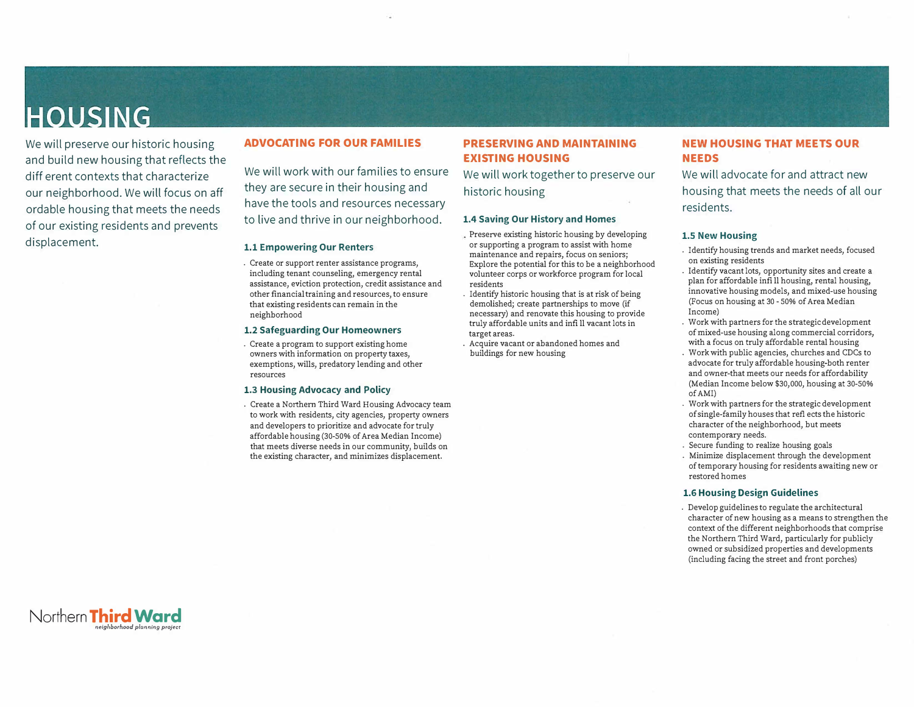# HOUSING

We will preserve our historic housing and build new housing that reflects the diff erent contexts that characterize our neighborhood. We will focus on aff ordable housing that meets the needs of our existing residents and prevents displacement.

## ADVOCATING FOR OUR FAMILIES

We will work with our families to ensure they are secure in their housing and have the tools and resources necessary to live and thrive in our neighborhood.

### 1.1 Empowering Our Renters

- Create or support renter assistance programs, including tenant counseling, emergency rental assistance, eviction protection, credit assistance and other financial training and resources, to ensure that existing residents can remain in the neighborhood

### 1.2 Safeguarding Our Homeowners

- Create a program to support existing home owners with information on property taxes, exemptions, wills, predatory lending and other resources

### 1.3 Housing Advocacy and Policy

- Create a Northern Third Ward Housing Advocacy team to work with residents, city agencies, property owners and developers to prioritize and advocate for truly affordable housing (30-50% of Area Median Income) that meets diverse needs in our community, builds on the existing character, and minimizes displacement.

## PRESERVING AND MAINTAINING EXISTING HOUSING

We will work together to preserve our historic housing

### 1.4 Saving Our History and Homes

- Preserve existing historic housing by developing or supporting a program to assist with home maintenance and repairs, focus on seniors; Explore the potential for this to be a neighborhood volunteer corps or workforce program for local residents
- Identify historic housing that is at risk of being demolished; create partnerships to move (if necessary) and renovate this housing to provide truly affordable units and infi ll vacant lots in target areas.
- Acquire vacant or abandoned homes and buildings for new housing

## NEW HOUSING THAT MEETS OUR NEEDS

We will advocate for and attract new housing that meets the needs of all our residents.

### 1.5 New Housing

- Identify housing trends and market needs, focused on existing residents
- Identify vacant lots, opportunity sites and create a plan for affordable infi ll housing, rental housing, innovative housing models, and mixed-use housing (Focus on housing at 30 - 50% of Area Median Income)
- Work with partners for the strategic development of mixed-use housing along commercial corridors, with a focus on truly affordable rental housing
- Work with public agencies, churches and CDCs to advocate for truly affordable housing-both renter and owner-that meets our needs for affordability (Median Income below $30,000, housing at 30-50% of AMI)
- Work with partners for the strategic development of single-family houses that refl ects the historic character of the neighborhood, but meets contemporary needs.
- Secure funding to realize housing goals
- Minimize displacement through the development of temporary housing for residents awaiting new or restored homes

### 1.6 Housing Design Guidelines

- Develop guidelines to regulate the architectural character of new housing as a means to strengthen the context of the different neighborhoods that comprise the Northern Third Ward, particularly for publicly owned or subsidized properties and developments (including facing the street and front porches)

Northern Third Ward *neighborhood planning project*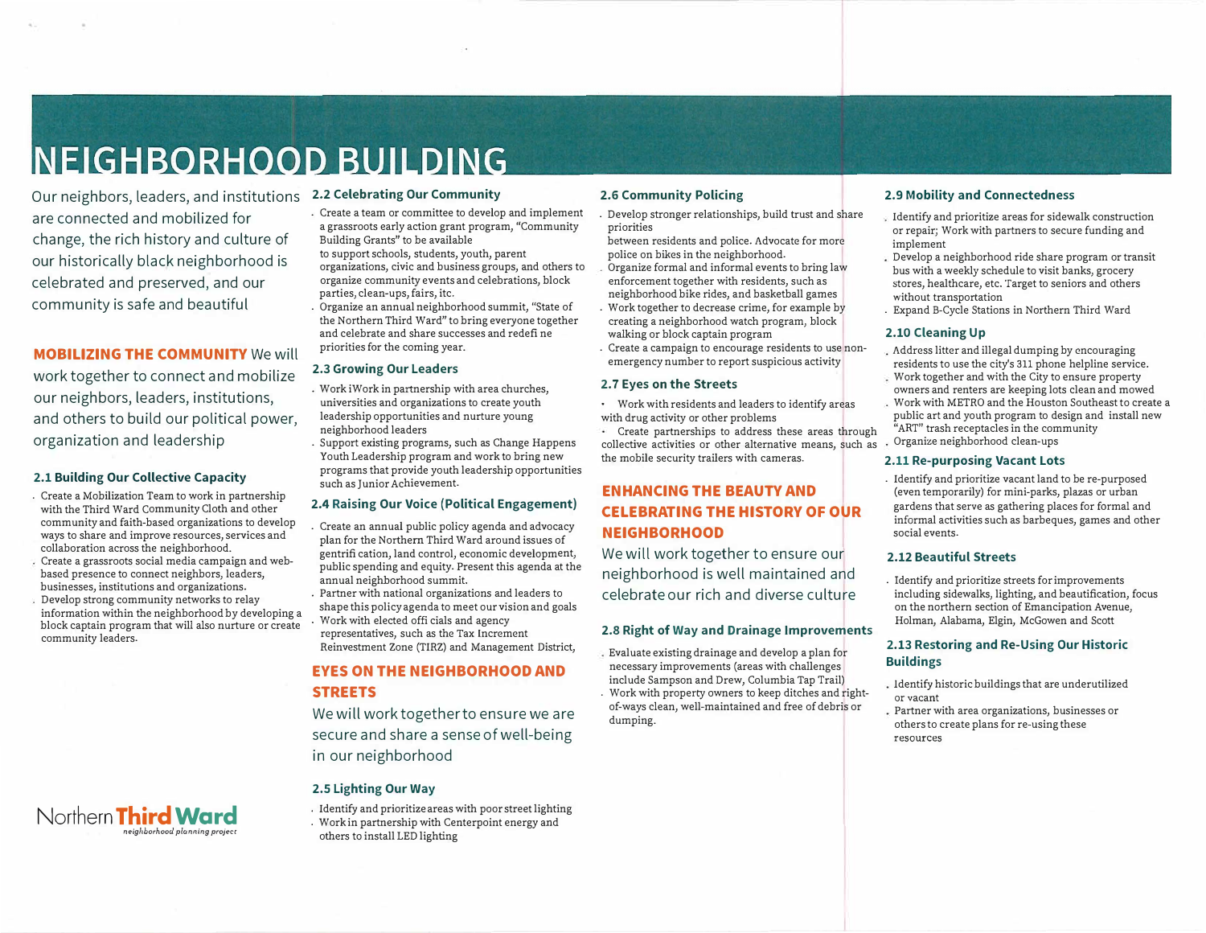# NEIGHBORHOOD BUILDING

Our neighbors, leaders, and institutions are connected and mobilized for change, the rich history and culture of our historically black neighborhood is celebrated and preserved, and our community is safe and beautiful

**MOBILIZING THE COMMUNITY** We will work together to connect and mobilize our neighbors, leaders, institutions, and others to build our political power, organization and leadership

### 2.1 Building Our Collective Capacity

- Create a Mobilization Team to work in partnership with the Third Ward Community Cloth and other community and faith-based organizations to develop ways to share and improve resources, services and collaboration across the neighborhood.
- Create a grassroots social media campaign and web-based presence to connect neighbors, leaders, businesses, institutions and organizations.
- Develop strong community networks to relay information within the neighborhood by developing a block captain program that will also nurture or create community leaders.

### 2.2 Celebrating Our Community

- Create a team or committee to develop and implement a grassroots early action grant program, "Community Building Grants" to be available to support schools, students, youth, parent organizations, civic and business groups, and others to organize community events and celebrations, block parties, clean-ups, fairs, etc.
- Organize an annual neighborhood summit, "State of the Northern Third Ward" to bring everyone together and celebrate and share successes and redefi ne priorities for the coming year.

### 2.3 Growing Our Leaders

- Work iWork in partnership with area churches, universities and organizations to create youth leadership opportunities and nurture young neighborhood leaders
- Support existing programs, such as Change Happens Youth Leadership program and work to bring new programs that provide youth leadership opportunities such as Junior Achievement.

### 2.4 Raising Our Voice (Political Engagement)

- Create an annual public policy agenda and advocacy plan for the Northern Third Ward around issues of gentrifi cation, land control, economic development, public spending and equity. Present this agenda at the annual neighborhood summit.
- Partner with national organizations and leaders to shape this policy agenda to meet our vision and goals
- Work with elected offi cials and agency representatives, such as the Tax Increment Reinvestment Zone (TIRZ) and Management District,

## EYES ON THE NEIGHBORHOOD AND STREETS

We will work together to ensure we are secure and share a sense of well-being in our neighborhood

### 2.5 Lighting Our Way

- Identify and prioritize areas with poor street lighting
- Work in partnership with Centerpoint energy and others to install LED lighting

### 2.6 Community Policing

- Develop stronger relationships, build trust and share priorities between residents and police. Advocate for more police on bikes in the neighborhood.
- Organize formal and informal events to bring law enforcement together with residents, such as neighborhood bike rides, and basketball games
- Work together to decrease crime, for example by creating a neighborhood watch program, block walking or block captain program
- Create a campaign to encourage residents to use non-emergency number to report suspicious activity

### 2.7 Eyes on the Streets

- Work with residents and leaders to identify areas with drug activity or other problems
- Create partnerships to address these areas through collective activities or other alternative means, such as the mobile security trailers with cameras.

## ENHANCING THE BEAUTY AND CELEBRATING THE HISTORY OF OUR NEIGHBORHOOD

We will work together to ensure our neighborhood is well maintained and celebrate our rich and diverse culture

### 2.8 Right of Way and Drainage Improvements

- Evaluate existing drainage and develop a plan for necessary improvements (areas with challenges include Sampson and Drew, Columbia Tap Trail)
- Work with property owners to keep ditches and right-of-ways clean, well-maintained and free of debris or dumping.

### 2.9 Mobility and Connectedness

- Identify and prioritize areas for sidewalk construction or repair; Work with partners to secure funding and implement
- Develop a neighborhood ride share program or transit bus with a weekly schedule to visit banks, grocery stores, healthcare, etc. Target to seniors and others without transportation
- Expand B-Cycle Stations in Northern Third Ward

### 2.10 Cleaning Up

- Address litter and illegal dumping by encouraging residents to use the city's 311 phone helpline service.
- Work together and with the City to ensure property owners and renters are keeping lots clean and mowed
- Work with METRO and the Houston Southeast to create a public art and youth program to design and install new "ART" trash receptacles in the community
- Organize neighborhood clean-ups

### 2.11 Re-purposing Vacant Lots

- Identify and prioritize vacant land to be re-purposed (even temporarily) for mini-parks, plazas or urban gardens that serve as gathering places for formal and informal activities such as barbeques, games and other social events.

### 2.12 Beautiful Streets

- Identify and prioritize streets for improvements including sidewalks, lighting, and beautification, focus on the northern section of Emancipation Avenue, Holman, Alabama, Elgin, McGowen and Scott

### 2.13 Restoring and Re-Using Our Historic Buildings

- Identify historic buildings that are underutilized or vacant
- Partner with area organizations, businesses or others to create plans for re-using these resources

Northern Third Ward
*neighborhood planning project*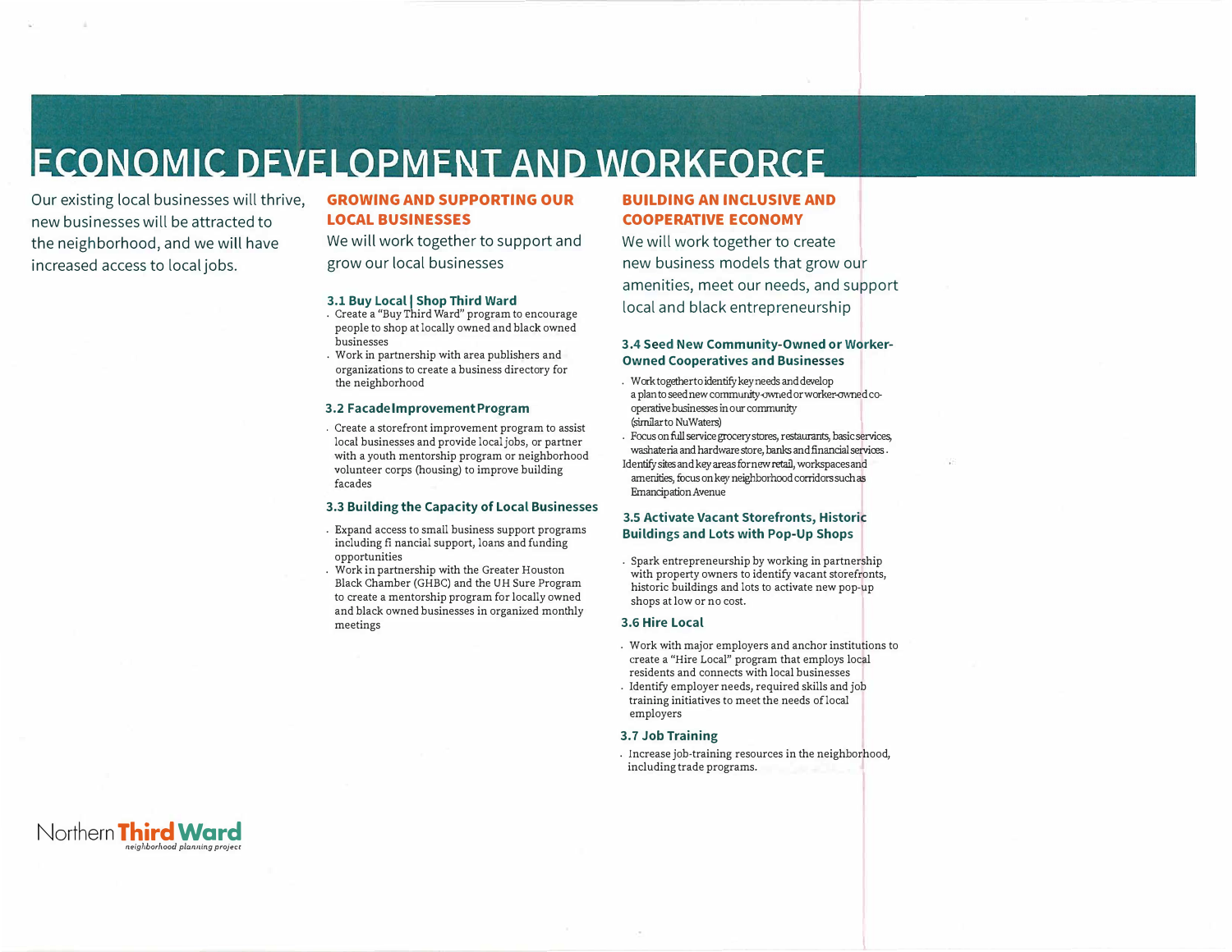# ECONOMIC DEVELOPMENT AND WORKFORCE

Our existing local businesses will thrive, new businesses will be attracted to the neighborhood, and we will have increased access to local jobs.

## GROWING AND SUPPORTING OUR LOCAL BUSINESSES

We will work together to support and grow our local businesses

### 3.1 Buy Local | Shop Third Ward

- Create a "Buy Third Ward" program to encourage people to shop at locally owned and black owned businesses
- Work in partnership with area publishers and organizations to create a business directory for the neighborhood

### 3.2 Facade Improvement Program

- Create a storefront improvement program to assist local businesses and provide local jobs, or partner with a youth mentorship program or neighborhood volunteer corps (housing) to improve building facades

### 3.3 Building the Capacity of Local Businesses

- Expand access to small business support programs including fi nancial support, loans and funding opportunities
- Work in partnership with the Greater Houston Black Chamber (GHBC) and the UH Sure Program to create a mentorship program for locally owned and black owned businesses in organized monthly meetings

## BUILDING AN INCLUSIVE AND COOPERATIVE ECONOMY

We will work together to create new business models that grow our amenities, meet our needs, and support local and black entrepreneurship

### 3.4 Seed New Community-Owned or Worker-Owned Cooperatives and Businesses

- Work together to identify key needs and develop a plan to seed new community-owned or worker-owned co-operative businesses in our community (similar to NuWaters)
- Focus on full service grocery stores, restaurants, basic services, washateria and hardware store, banks and financial services. Identify sites and key areas for new retail, workspaces and amenities, focus on key neighborhood corridors such as Emancipation Avenue

### 3.5 Activate Vacant Storefronts, Historic Buildings and Lots with Pop-Up Shops

- Spark entrepreneurship by working in partnership with property owners to identify vacant storefronts, historic buildings and lots to activate new pop-up shops at low or no cost.

### 3.6 Hire Local

- Work with major employers and anchor institutions to create a "Hire Local" program that employs local residents and connects with local businesses
- Identify employer needs, required skills and job training initiatives to meet the needs of local employers

### 3.7 Job Training

- Increase job-training resources in the neighborhood, including trade programs.

Northern **Third Ward**
*neighborhood planning project*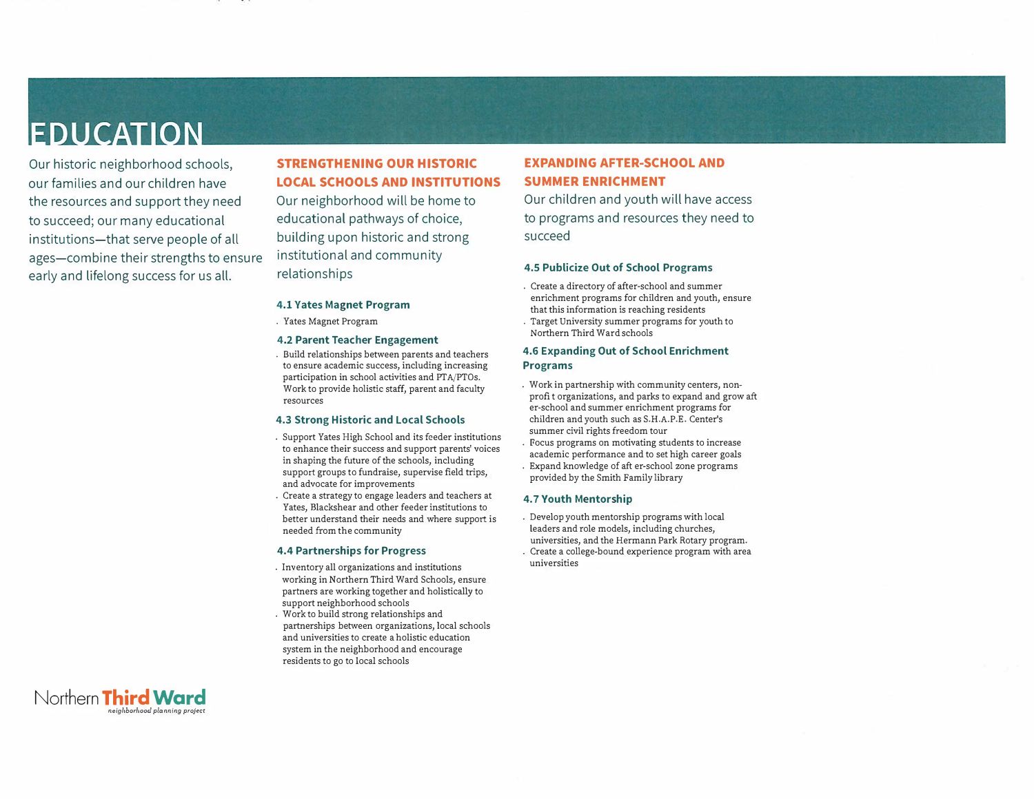# EDUCATION

Our historic neighborhood schools, our families and our children have the resources and support they need to succeed; our many educational institutions—that serve people of all ages—combine their strengths to ensure early and lifelong success for us all.

## STRENGTHENING OUR HISTORIC LOCAL SCHOOLS AND INSTITUTIONS

Our neighborhood will be home to educational pathways of choice, building upon historic and strong institutional and community relationships

### 4.1 Yates Magnet Program

- Yates Magnet Program

### 4.2 Parent Teacher Engagement

- Build relationships between parents and teachers to ensure academic success, including increasing participation in school activities and PTA/PTOs. Work to provide holistic staff, parent and faculty resources

### 4.3 Strong Historic and Local Schools

- Support Yates High School and its feeder institutions to enhance their success and support parents' voices in shaping the future of the schools, including support groups to fundraise, supervise field trips, and advocate for improvements
- Create a strategy to engage leaders and teachers at Yates, Blackshear and other feeder institutions to better understand their needs and where support is needed from the community

### 4.4 Partnerships for Progress

- Inventory all organizations and institutions working in Northern Third Ward Schools, ensure partners are working together and holistically to support neighborhood schools
- Work to build strong relationships and partnerships between organizations, local schools and universities to create a holistic education system in the neighborhood and encourage residents to go to local schools

## EXPANDING AFTER-SCHOOL AND SUMMER ENRICHMENT

Our children and youth will have access to programs and resources they need to succeed

### 4.5 Publicize Out of School Programs

- Create a directory of after-school and summer enrichment programs for children and youth, ensure that this information is reaching residents
- Target University summer programs for youth to Northern Third Ward schools

### 4.6 Expanding Out of School Enrichment Programs

- Work in partnership with community centers, non-profit organizations, and parks to expand and grow after-school and summer enrichment programs for children and youth such as S.H.A.P.E. Center's summer civil rights freedom tour
- Focus programs on motivating students to increase academic performance and to set high career goals
- Expand knowledge of after-school zone programs provided by the Smith Family library

### 4.7 Youth Mentorship

- Develop youth mentorship programs with local leaders and role models, including churches, universities, and the Hermann Park Rotary program.
- Create a college-bound experience program with area universities

Northern **Third Ward** *neighborhood planning project*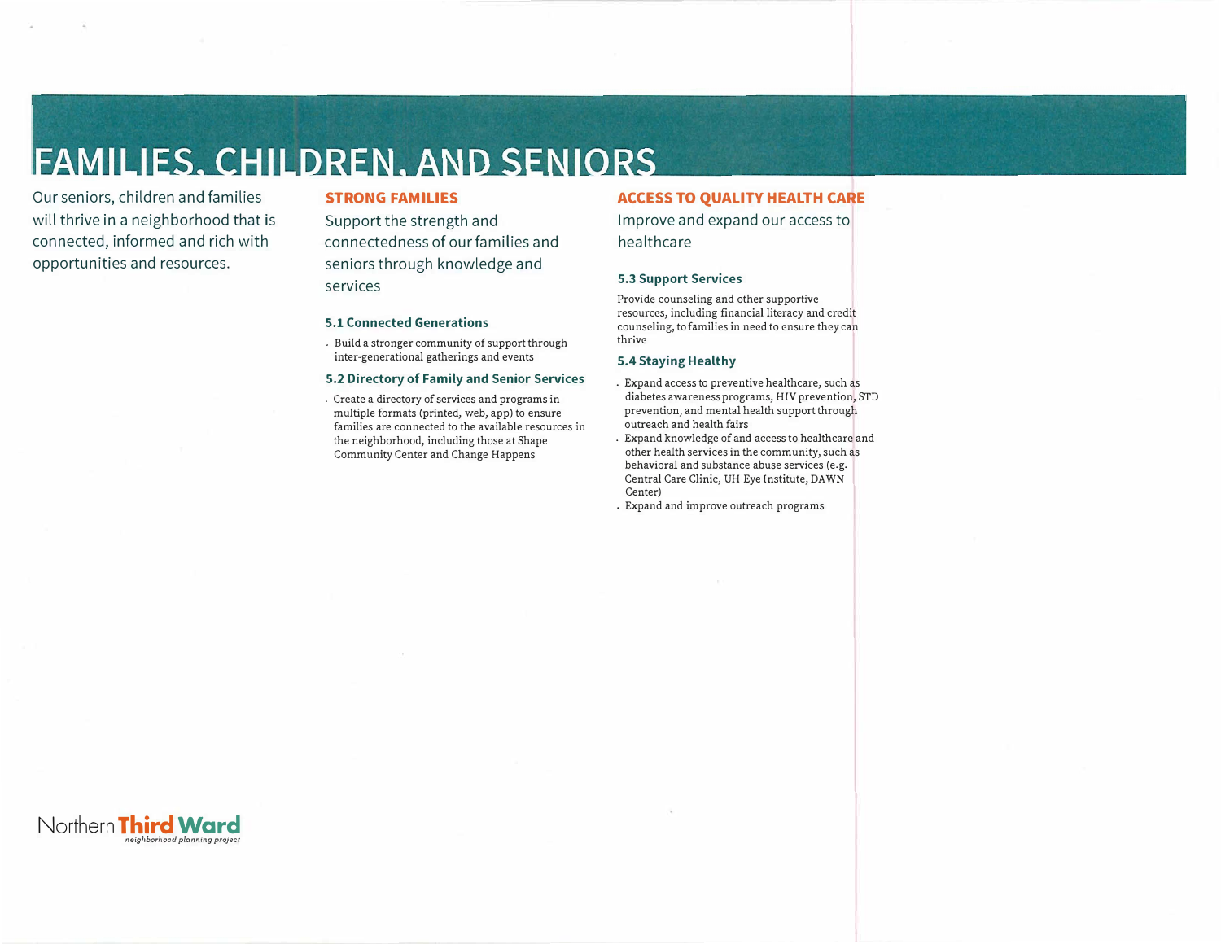# FAMILIES, CHILDREN, AND SENIORS

Our seniors, children and families will thrive in a neighborhood that is connected, informed and rich with opportunities and resources.

## STRONG FAMILIES

Support the strength and connectedness of our families and seniors through knowledge and services

### 5.1 Connected Generations

- Build a stronger community of support through inter-generational gatherings and events

### 5.2 Directory of Family and Senior Services

- Create a directory of services and programs in multiple formats (printed, web, app) to ensure families are connected to the available resources in the neighborhood, including those at Shape Community Center and Change Happens

## ACCESS TO QUALITY HEALTH CARE

Improve and expand our access to healthcare

### 5.3 Support Services

Provide counseling and other supportive resources, including financial literacy and credit counseling, to families in need to ensure they can thrive

### 5.4 Staying Healthy

- Expand access to preventive healthcare, such as diabetes awareness programs, HIV prevention, STD prevention, and mental health support through outreach and health fairs
- Expand knowledge of and access to healthcare and other health services in the community, such as behavioral and substance abuse services (e.g. Central Care Clinic, UH Eye Institute, DAWN Center)
- Expand and improve outreach programs

Northern **Third Ward** *neighborhood planning project*